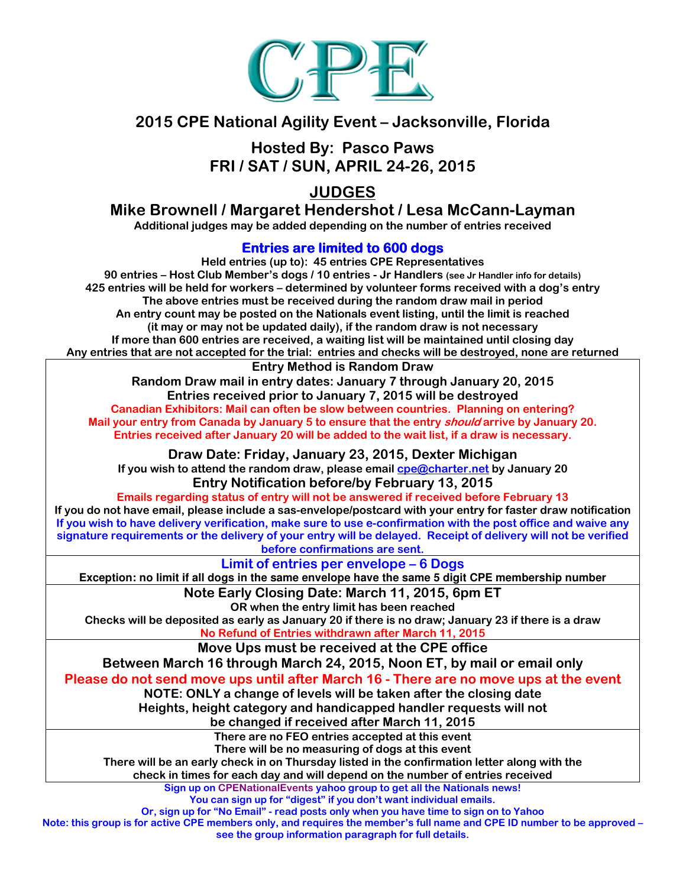# CPE

## 2015 CPE National Agility Event – Jacksonville, Florida

### Hosted By: Pasco Paws
### FRI / SAT / SUN, APRIL 24-26, 2015

## JUDGES

### Mike Brownell / Margaret Hendershot / Lesa McCann-Layman

**Additional judges may be added depending on the number of entries received**

### Entries are limited to 600 dogs

**Held entries (up to): 45 entries CPE Representatives**
**90 entries – Host Club Member's dogs / 10 entries - Jr Handlers** (see Jr Handler info for details)
**425 entries will be held for workers – determined by volunteer forms received with a dog's entry**
**The above entries must be received during the random draw mail in period**
**An entry count may be posted on the Nationals event listing, until the limit is reached**
**(it may or may not be updated daily), if the random draw is not necessary**
**If more than 600 entries are received, a waiting list will be maintained until closing day**
**Any entries that are not accepted for the trial: entries and checks will be destroyed, none are returned**

---

**Entry Method is Random Draw**

**Random Draw mail in entry dates: January 7 through January 20, 2015**

**Entries received prior to January 7, 2015 will be destroyed**

**Canadian Exhibitors: Mail can often be slow between countries. Planning on entering?**
**Mail your entry from Canada by January 5 to ensure that the entry *should* arrive by January 20.**
**Entries received after January 20 will be added to the wait list, if a draw is necessary.**

**Draw Date: Friday, January 23, 2015, Dexter Michigan**

**If you wish to attend the random draw, please email cpe@charter.net by January 20**

**Entry Notification before/by February 13, 2015**

**Emails regarding status of entry will not be answered if received before February 13**
**If you do not have email, please include a sas-envelope/postcard with your entry for faster draw notification**
**If you wish to have delivery verification, make sure to use e-confirmation with the post office and waive any signature requirements or the delivery of your entry will be delayed. Receipt of delivery will not be verified before confirmations are sent.**

---

**Limit of entries per envelope – 6 Dogs**

**Exception: no limit if all dogs in the same envelope have the same 5 digit CPE membership number**

---

**Note Early Closing Date: March 11, 2015, 6pm ET**

**OR when the entry limit has been reached**
**Checks will be deposited as early as January 20 if there is no draw; January 23 if there is a draw**
**No Refund of Entries withdrawn after March 11, 2015**

---

**Move Ups must be received at the CPE office**
**Between March 16 through March 24, 2015, Noon ET, by mail or email only**

**Please do not send move ups until after March 16 - There are no move ups at the event**

**NOTE: ONLY a change of levels will be taken after the closing date**
**Heights, height category and handicapped handler requests will not be changed if received after March 11, 2015**

---

**There are no FEO entries accepted at this event**
**There will be no measuring of dogs at this event**
**There will be an early check in on Thursday listed in the confirmation letter along with the check in times for each day and will depend on the number of entries received**

---

**Sign up on CPENationalEvents yahoo group to get all the Nationals news!**
**You can sign up for "digest" if you don't want individual emails.**
**Or, sign up for "No Email" - read posts only when you have time to sign on to Yahoo**
**Note: this group is for active CPE members only, and requires the member's full name and CPE ID number to be approved – see the group information paragraph for full details.**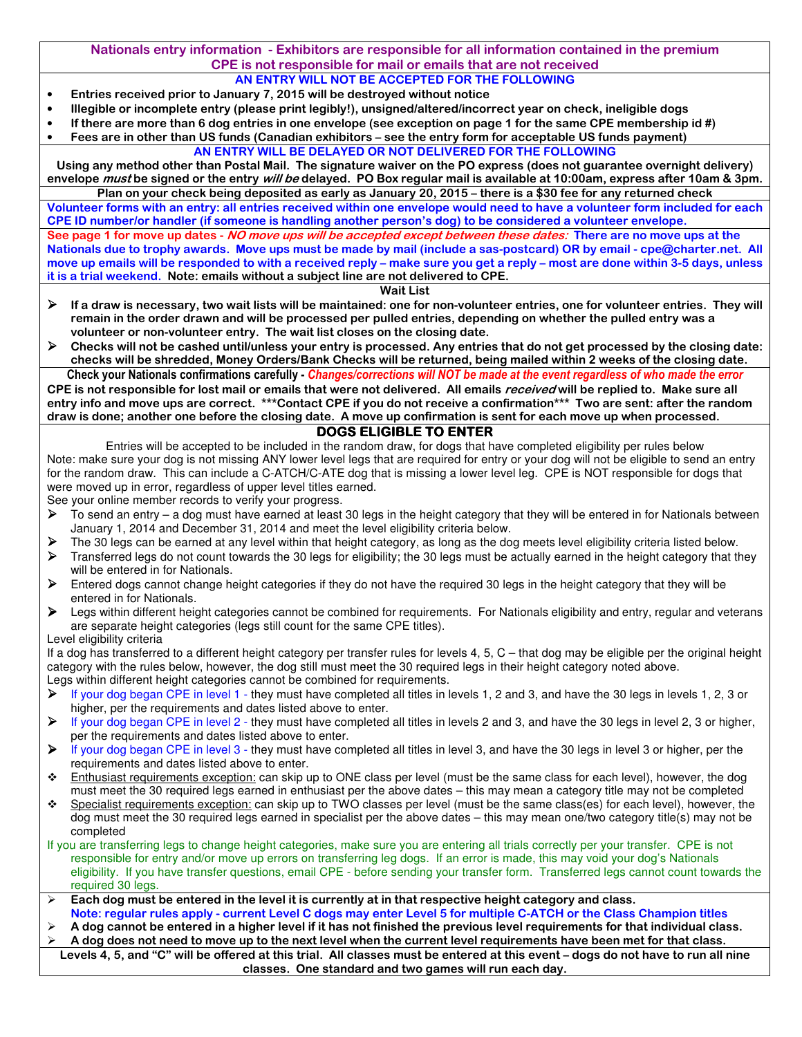**Nationals entry information - Exhibitors are responsible for all information contained in the premium**
**CPE is not responsible for mail or emails that are not received**

**AN ENTRY WILL NOT BE ACCEPTED FOR THE FOLLOWING**

- **Entries received prior to January 7, 2015 will be destroyed without notice**
- **Illegible or incomplete entry (please print legibly!), unsigned/altered/incorrect year on check, ineligible dogs**
- **If there are more than 6 dog entries in one envelope (see exception on page 1 for the same CPE membership id #)**
- **Fees are in other than US funds (Canadian exhibitors – see the entry form for acceptable US funds payment)**

**AN ENTRY WILL BE DELAYED OR NOT DELIVERED FOR THE FOLLOWING**

**Using any method other than Postal Mail. The signature waiver on the PO express (does not guarantee overnight delivery) envelope *must* be signed or the entry *will be* delayed. PO Box regular mail is available at 10:00am, express after 10am & 3pm.**

**Plan on your check being deposited as early as January 20, 2015 – there is a $30 fee for any returned check**

**Volunteer forms with an entry: all entries received within one envelope would need to have a volunteer form included for each CPE ID number/or handler (if someone is handling another person's dog) to be considered a volunteer envelope.**

**See page 1 for move up dates - *NO move ups will be accepted except between these dates:* There are no move ups at the Nationals due to trophy awards. Move ups must be made by mail (include a sas-postcard) OR by email - cpe@charter.net. All move up emails will be responded to with a received reply – make sure you get a reply – most are done within 3-5 days, unless it is a trial weekend. Note: emails without a subject line are not delivered to CPE.**

**Wait List**

- **If a draw is necessary, two wait lists will be maintained: one for non-volunteer entries, one for volunteer entries. They will remain in the order drawn and will be processed per pulled entries, depending on whether the pulled entry was a volunteer or non-volunteer entry. The wait list closes on the closing date.**
- **Checks will not be cashed until/unless your entry is processed. Any entries that do not get processed by the closing date: checks will be shredded, Money Orders/Bank Checks will be returned, being mailed within 2 weeks of the closing date.**

**Check your Nationals confirmations carefully - *Changes/corrections will NOT be made at the event regardless of who made the error***
**CPE is not responsible for lost mail or emails that were not delivered. All emails *received* will be replied to. Make sure all entry info and move ups are correct. \*\*\*Contact CPE if you do not receive a confirmation\*\*\* Two are sent: after the random draw is done; another one before the closing date. A move up confirmation is sent for each move up when processed.**

## DOGS ELIGIBLE TO ENTER

Entries will be accepted to be included in the random draw, for dogs that have completed eligibility per rules below

Note: make sure your dog is not missing ANY lower level legs that are required for entry or your dog will not be eligible to send an entry for the random draw. This can include a C-ATCH/C-ATE dog that is missing a lower level leg. CPE is NOT responsible for dogs that were moved up in error, regardless of upper level titles earned.

See your online member records to verify your progress.

- To send an entry – a dog must have earned at least 30 legs in the height category that they will be entered in for Nationals between January 1, 2014 and December 31, 2014 and meet the level eligibility criteria below.
- The 30 legs can be earned at any level within that height category, as long as the dog meets level eligibility criteria listed below.
- Transferred legs do not count towards the 30 legs for eligibility; the 30 legs must be actually earned in the height category that they will be entered in for Nationals.
- Entered dogs cannot change height categories if they do not have the required 30 legs in the height category that they will be entered in for Nationals.
- Legs within different height categories cannot be combined for requirements. For Nationals eligibility and entry, regular and veterans are separate height categories (legs still count for the same CPE titles).

Level eligibility criteria

If a dog has transferred to a different height category per transfer rules for levels 4, 5, C – that dog may be eligible per the original height category with the rules below, however, the dog still must meet the 30 required legs in their height category noted above.

Legs within different height categories cannot be combined for requirements.

- If your dog began CPE in level 1 - they must have completed all titles in levels 1, 2 and 3, and have the 30 legs in levels 1, 2, 3 or higher, per the requirements and dates listed above to enter.
- If your dog began CPE in level 2 - they must have completed all titles in levels 2 and 3, and have the 30 legs in level 2, 3 or higher, per the requirements and dates listed above to enter.
- If your dog began CPE in level 3 - they must have completed all titles in level 3, and have the 30 legs in level 3 or higher, per the requirements and dates listed above to enter.
- Enthusiast requirements exception: can skip up to ONE class per level (must be the same class for each level), however, the dog must meet the 30 required legs earned in enthusiast per the above dates – this may mean a category title may not be completed
- Specialist requirements exception: can skip up to TWO classes per level (must be the same class(es) for each level), however, the dog must meet the 30 required legs earned in specialist per the above dates – this may mean one/two category title(s) may not be completed

If you are transferring legs to change height categories, make sure you are entering all trials correctly per your transfer. CPE is not responsible for entry and/or move up errors on transferring leg dogs. If an error is made, this may void your dog's Nationals eligibility. If you have transfer questions, email CPE - before sending your transfer form. Transferred legs cannot count towards the required 30 legs.

- **Each dog must be entered in the level it is currently at in that respective height category and class.**
  **Note: regular rules apply - current Level C dogs may enter Level 5 for multiple C-ATCH or the Class Champion titles**
- **A dog cannot be entered in a higher level if it has not finished the previous level requirements for that individual class.**
- **A dog does not need to move up to the next level when the current level requirements have been met for that class.**

**Levels 4, 5, and "C" will be offered at this trial. All classes must be entered at this event – dogs do not have to run all nine classes. One standard and two games will run each day.**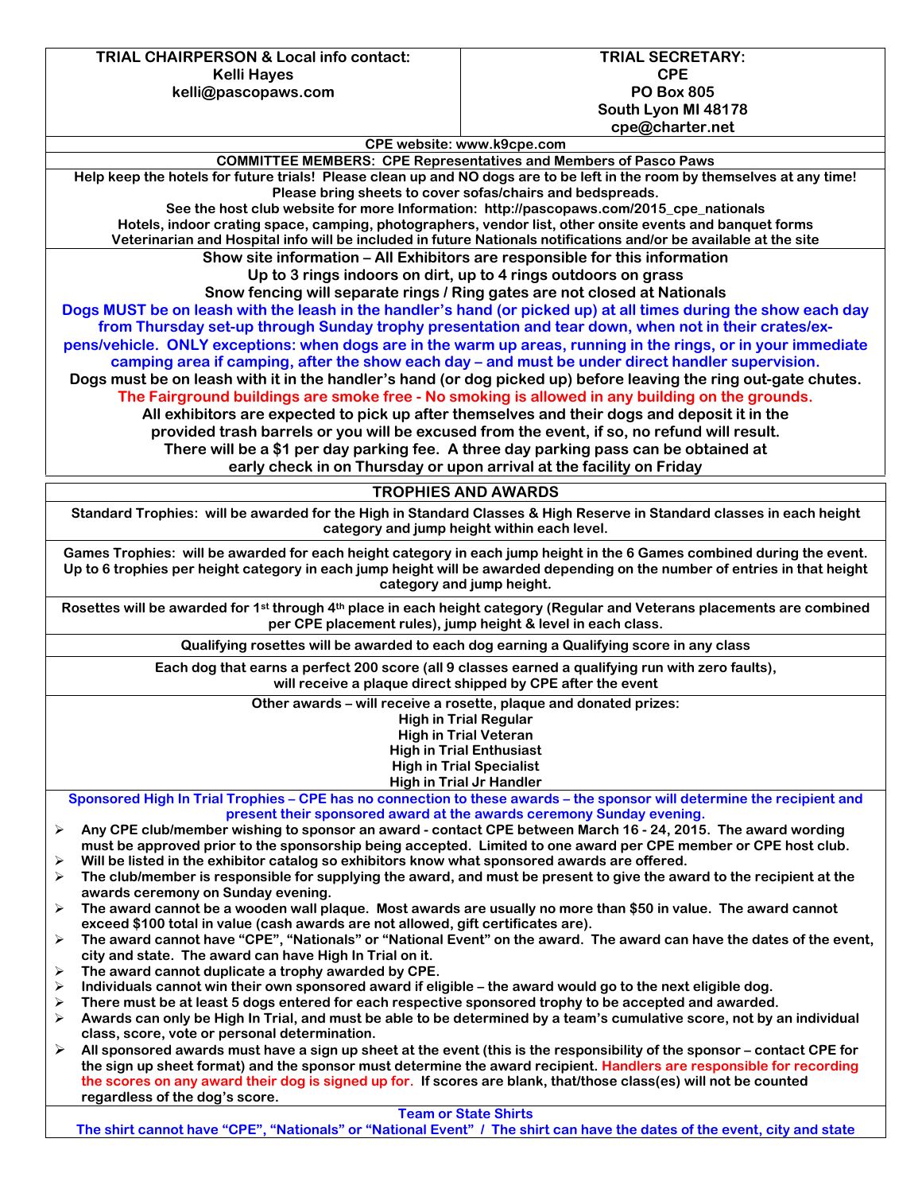| TRIAL CHAIRPERSON & Local info contact: | TRIAL SECRETARY: |
|---|---|
| Kelli Hayes<br>kelli@pascopaws.com | CPE<br>PO Box 805<br>South Lyon MI 48178<br>cpe@charter.net |

**CPE website: www.k9cpe.com**

**COMMITTEE MEMBERS: CPE Representatives and Members of Pasco Paws**

**Help keep the hotels for future trials! Please clean up and NO dogs are to be left in the room by themselves at any time! Please bring sheets to cover sofas/chairs and bedspreads.**

**See the host club website for more Information: http://pascopaws.com/2015_cpe_nationals**
**Hotels, indoor crating space, camping, photographers, vendor list, other onsite events and banquet forms**
**Veterinarian and Hospital info will be included in future Nationals notifications and/or be available at the site**

**Show site information – All Exhibitors are responsible for this information**
**Up to 3 rings indoors on dirt, up to 4 rings outdoors on grass**
**Snow fencing will separate rings / Ring gates are not closed at Nationals**

**Dogs MUST be on leash with the leash in the handler's hand (or picked up) at all times during the show each day from Thursday set-up through Sunday trophy presentation and tear down, when not in their crates/ex-pens/vehicle. ONLY exceptions: when dogs are in the warm up areas, running in the rings, or in your immediate camping area if camping, after the show each day – and must be under direct handler supervision.**

**Dogs must be on leash with it in the handler's hand (or dog picked up) before leaving the ring out-gate chutes.**

**The Fairground buildings are smoke free - No smoking is allowed in any building on the grounds.**

**All exhibitors are expected to pick up after themselves and their dogs and deposit it in the provided trash barrels or you will be excused from the event, if so, no refund will result.**

**There will be a $1 per day parking fee. A three day parking pass can be obtained at early check in on Thursday or upon arrival at the facility on Friday**

## TROPHIES AND AWARDS

**Standard Trophies: will be awarded for the High in Standard Classes & High Reserve in Standard classes in each height category and jump height within each level.**

**Games Trophies: will be awarded for each height category in each jump height in the 6 Games combined during the event. Up to 6 trophies per height category in each jump height will be awarded depending on the number of entries in that height category and jump height.**

**Rosettes will be awarded for 1st through 4th place in each height category (Regular and Veterans placements are combined per CPE placement rules), jump height & level in each class.**

**Qualifying rosettes will be awarded to each dog earning a Qualifying score in any class**

**Each dog that earns a perfect 200 score (all 9 classes earned a qualifying run with zero faults), will receive a plaque direct shipped by CPE after the event**

**Other awards – will receive a rosette, plaque and donated prizes:**
**High in Trial Regular**
**High in Trial Veteran**
**High in Trial Enthusiast**
**High in Trial Specialist**
**High in Trial Jr Handler**

**Sponsored High In Trial Trophies – CPE has no connection to these awards – the sponsor will determine the recipient and present their sponsored award at the awards ceremony Sunday evening.**

- **Any CPE club/member wishing to sponsor an award - contact CPE between March 16 - 24, 2015. The award wording must be approved prior to the sponsorship being accepted. Limited to one award per CPE member or CPE host club.**
- **Will be listed in the exhibitor catalog so exhibitors know what sponsored awards are offered.**
- **The club/member is responsible for supplying the award, and must be present to give the award to the recipient at the awards ceremony on Sunday evening.**
- **The award cannot be a wooden wall plaque. Most awards are usually no more than $50 in value. The award cannot exceed $100 total in value (cash awards are not allowed, gift certificates are).**
- **The award cannot have "CPE", "Nationals" or "National Event" on the award. The award can have the dates of the event, city and state. The award can have High In Trial on it.**
- **The award cannot duplicate a trophy awarded by CPE.**
- **Individuals cannot win their own sponsored award if eligible – the award would go to the next eligible dog.**
- **There must be at least 5 dogs entered for each respective sponsored trophy to be accepted and awarded.**
- **Awards can only be High In Trial, and must be able to be determined by a team's cumulative score, not by an individual class, score, vote or personal determination.**
- **All sponsored awards must have a sign up sheet at the event (this is the responsibility of the sponsor – contact CPE for the sign up sheet format) and the sponsor must determine the award recipient. Handlers are responsible for recording the scores on any award their dog is signed up for. If scores are blank, that/those class(es) will not be counted regardless of the dog's score.**

**Team or State Shirts**
**The shirt cannot have "CPE", "Nationals" or "National Event" / The shirt can have the dates of the event, city and state**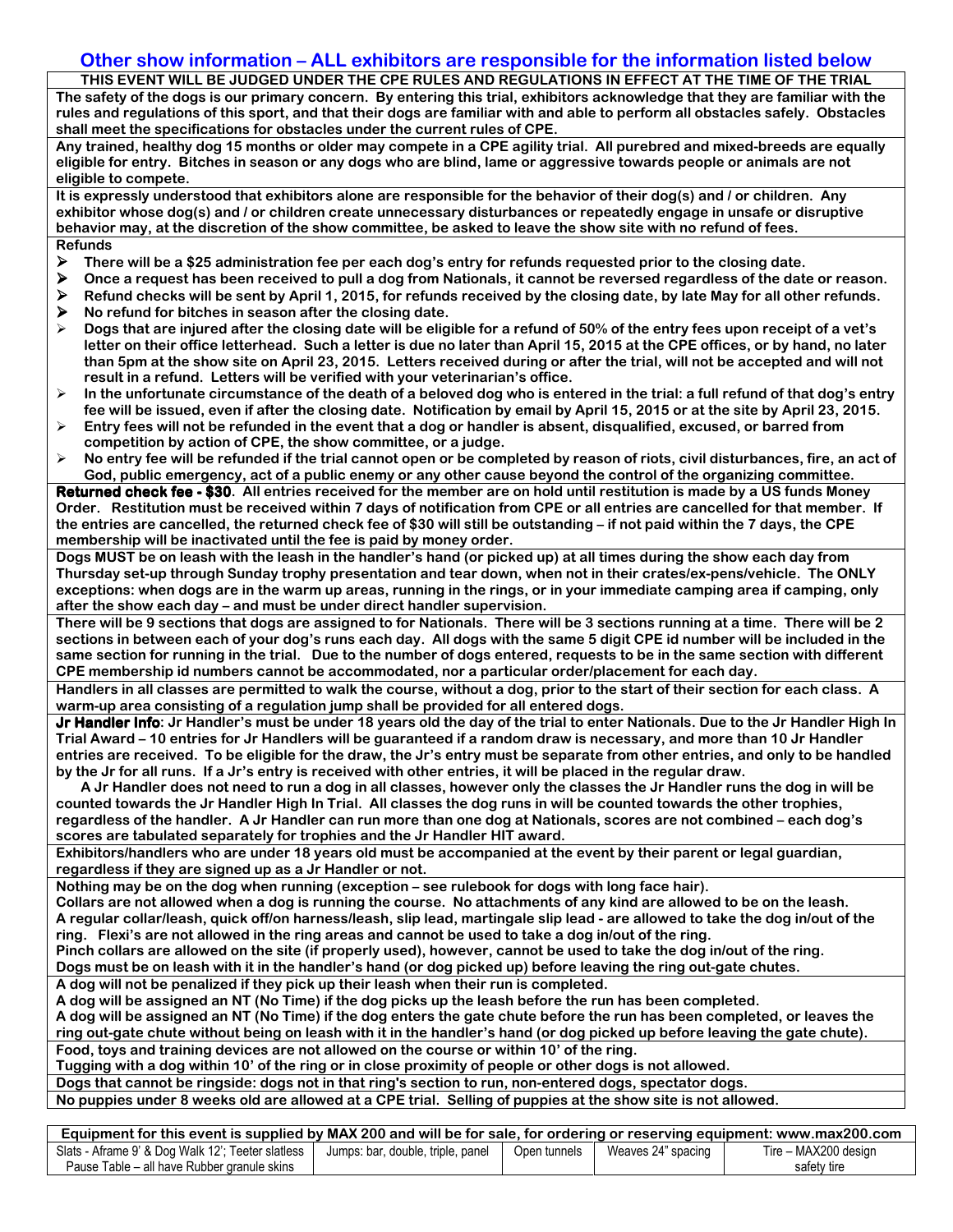## Other show information – ALL exhibitors are responsible for the information listed below

**THIS EVENT WILL BE JUDGED UNDER THE CPE RULES AND REGULATIONS IN EFFECT AT THE TIME OF THE TRIAL**

**The safety of the dogs is our primary concern. By entering this trial, exhibitors acknowledge that they are familiar with the rules and regulations of this sport, and that their dogs are familiar with and able to perform all obstacles safely. Obstacles shall meet the specifications for obstacles under the current rules of CPE.**

**Any trained, healthy dog 15 months or older may compete in a CPE agility trial. All purebred and mixed-breeds are equally eligible for entry. Bitches in season or any dogs who are blind, lame or aggressive towards people or animals are not eligible to compete.**

**It is expressly understood that exhibitors alone are responsible for the behavior of their dog(s) and / or children. Any exhibitor whose dog(s) and / or children create unnecessary disturbances or repeatedly engage in unsafe or disruptive behavior may, at the discretion of the show committee, be asked to leave the show site with no refund of fees.**

**Refunds**

- **There will be a $25 administration fee per each dog's entry for refunds requested prior to the closing date.**
- **Once a request has been received to pull a dog from Nationals, it cannot be reversed regardless of the date or reason.**
- **Refund checks will be sent by April 1, 2015, for refunds received by the closing date, by late May for all other refunds.**
- **No refund for bitches in season after the closing date.**
- **Dogs that are injured after the closing date will be eligible for a refund of 50% of the entry fees upon receipt of a vet's letter on their office letterhead. Such a letter is due no later than April 15, 2015 at the CPE offices, or by hand, no later than 5pm at the show site on April 23, 2015. Letters received during or after the trial, will not be accepted and will not result in a refund. Letters will be verified with your veterinarian's office.**
- **In the unfortunate circumstance of the death of a beloved dog who is entered in the trial: a full refund of that dog's entry fee will be issued, even if after the closing date. Notification by email by April 15, 2015 or at the site by April 23, 2015.**
- **Entry fees will not be refunded in the event that a dog or handler is absent, disqualified, excused, or barred from competition by action of CPE, the show committee, or a judge.**
- **No entry fee will be refunded if the trial cannot open or be completed by reason of riots, civil disturbances, fire, an act of God, public emergency, act of a public enemy or any other cause beyond the control of the organizing committee.**

**Returned check fee - $30. All entries received for the member are on hold until restitution is made by a US funds Money Order. Restitution must be received within 7 days of notification from CPE or all entries are cancelled for that member. If the entries are cancelled, the returned check fee of $30 will still be outstanding – if not paid within the 7 days, the CPE membership will be inactivated until the fee is paid by money order.**

**Dogs MUST be on leash with the leash in the handler's hand (or picked up) at all times during the show each day from Thursday set-up through Sunday trophy presentation and tear down, when not in their crates/ex-pens/vehicle. The ONLY exceptions: when dogs are in the warm up areas, running in the rings, or in your immediate camping area if camping, only after the show each day – and must be under direct handler supervision.**

**There will be 9 sections that dogs are assigned to for Nationals. There will be 3 sections running at a time. There will be 2 sections in between each of your dog's runs each day. All dogs with the same 5 digit CPE id number will be included in the same section for running in the trial. Due to the number of dogs entered, requests to be in the same section with different CPE membership id numbers cannot be accommodated, nor a particular order/placement for each day.**

**Handlers in all classes are permitted to walk the course, without a dog, prior to the start of their section for each class. A warm-up area consisting of a regulation jump shall be provided for all entered dogs.**

**Jr Handler Info: Jr Handler's must be under 18 years old the day of the trial to enter Nationals. Due to the Jr Handler High In Trial Award – 10 entries for Jr Handlers will be guaranteed if a random draw is necessary, and more than 10 Jr Handler entries are received. To be eligible for the draw, the Jr's entry must be separate from other entries, and only to be handled by the Jr for all runs. If a Jr's entry is received with other entries, it will be placed in the regular draw.**

**A Jr Handler does not need to run a dog in all classes, however only the classes the Jr Handler runs the dog in will be counted towards the Jr Handler High In Trial. All classes the dog runs in will be counted towards the other trophies, regardless of the handler. A Jr Handler can run more than one dog at Nationals, scores are not combined – each dog's scores are tabulated separately for trophies and the Jr Handler HIT award.**

**Exhibitors/handlers who are under 18 years old must be accompanied at the event by their parent or legal guardian, regardless if they are signed up as a Jr Handler or not.**

**Nothing may be on the dog when running (exception – see rulebook for dogs with long face hair).**
**Collars are not allowed when a dog is running the course. No attachments of any kind are allowed to be on the leash.**
**A regular collar/leash, quick off/on harness/leash, slip lead, martingale slip lead - are allowed to take the dog in/out of the ring. Flexi's are not allowed in the ring areas and cannot be used to take a dog in/out of the ring.**
**Pinch collars are allowed on the site (if properly used), however, cannot be used to take the dog in/out of the ring.**
**Dogs must be on leash with it in the handler's hand (or dog picked up) before leaving the ring out-gate chutes.**

**A dog will not be penalized if they pick up their leash when their run is completed.**
**A dog will be assigned an NT (No Time) if the dog picks up the leash before the run has been completed.**
**A dog will be assigned an NT (No Time) if the dog enters the gate chute before the run has been completed, or leaves the ring out-gate chute without being on leash with it in the handler's hand (or dog picked up before leaving the gate chute).**

**Food, toys and training devices are not allowed on the course or within 10' of the ring.**
**Tugging with a dog within 10' of the ring or in close proximity of people or other dogs is not allowed.**

**Dogs that cannot be ringside: dogs not in that ring's section to run, non-entered dogs, spectator dogs.**

**No puppies under 8 weeks old are allowed at a CPE trial. Selling of puppies at the show site is not allowed.**

| Equipment for this event is supplied by MAX 200 and will be for sale, for ordering or reserving equipment: www.max200.com | | | | |
|---|---|---|---|---|
| Slats - Aframe 9' & Dog Walk 12'; Teeter slatless Pause Table – all have Rubber granule skins | Jumps: bar, double, triple, panel | Open tunnels | Weaves 24" spacing | Tire – MAX200 design safety tire |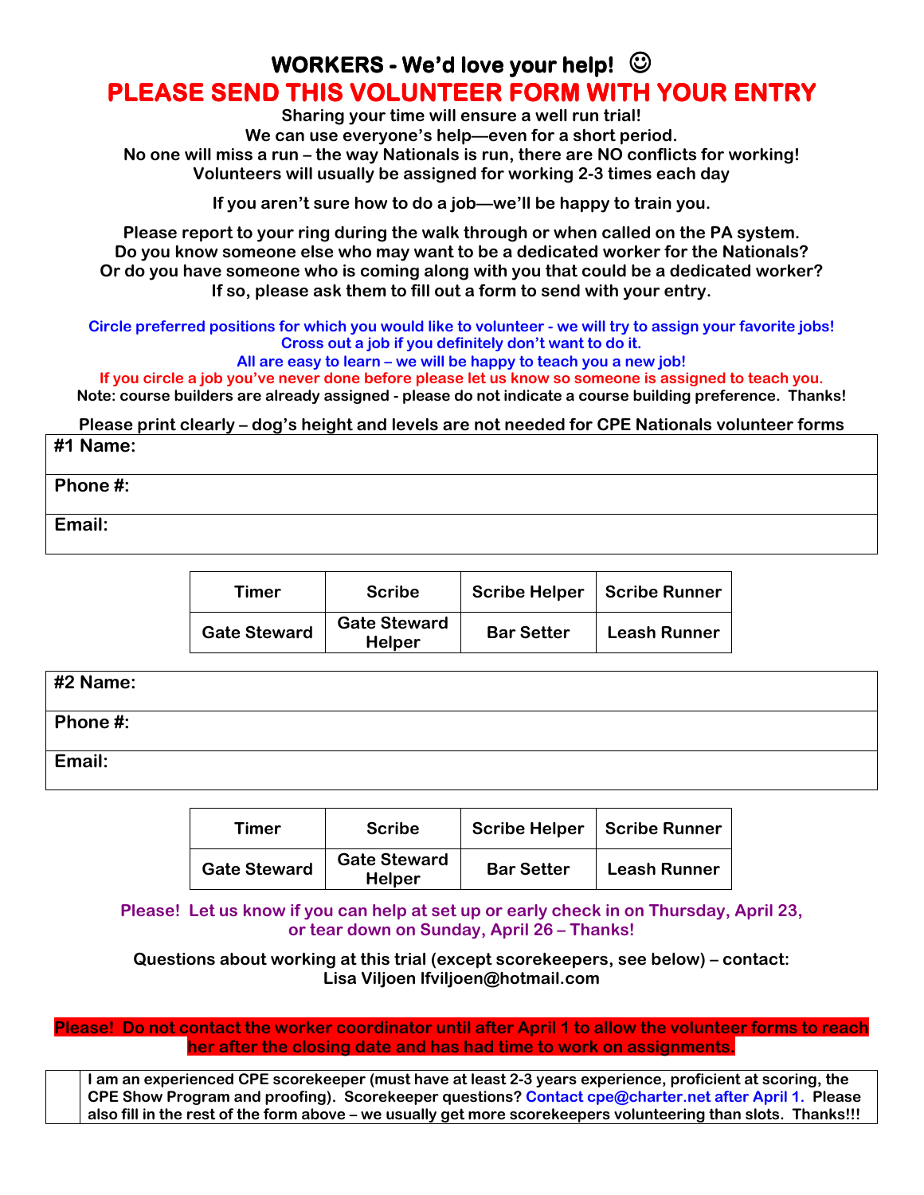# WORKERS - We'd love your help! ☺

## PLEASE SEND THIS VOLUNTEER FORM WITH YOUR ENTRY

**Sharing your time will ensure a well run trial!**
**We can use everyone's help—even for a short period.**
**No one will miss a run – the way Nationals is run, there are NO conflicts for working!**
**Volunteers will usually be assigned for working 2-3 times each day**

**If you aren't sure how to do a job—we'll be happy to train you.**

**Please report to your ring during the walk through or when called on the PA system.**
**Do you know someone else who may want to be a dedicated worker for the Nationals?**
**Or do you have someone who is coming along with you that could be a dedicated worker?**
**If so, please ask them to fill out a form to send with your entry.**

**Circle preferred positions for which you would like to volunteer - we will try to assign your favorite jobs!**
**Cross out a job if you definitely don't want to do it.**
**All are easy to learn – we will be happy to teach you a new job!**
**If you circle a job you've never done before please let us know so someone is assigned to teach you.**
**Note: course builders are already assigned - please do not indicate a course building preference. Thanks!**

**Please print clearly – dog's height and levels are not needed for CPE Nationals volunteer forms**

| #1 Name: |
|---|
| Phone #: |
| Email: |

| Timer | Scribe | Scribe Helper | Scribe Runner |
|---|---|---|---|
| Gate Steward | Gate Steward Helper | Bar Setter | Leash Runner |

| #2 Name: |
|---|
| Phone #: |
| Email: |

| Timer | Scribe | Scribe Helper | Scribe Runner |
|---|---|---|---|
| Gate Steward | Gate Steward Helper | Bar Setter | Leash Runner |

**Please! Let us know if you can help at set up or early check in on Thursday, April 23, or tear down on Sunday, April 26 – Thanks!**

**Questions about working at this trial (except scorekeepers, see below) – contact:**
**Lisa Viljoen lfviljoen@hotmail.com**

**Please! Do not contact the worker coordinator until after April 1 to allow the volunteer forms to reach her after the closing date and has had time to work on assignments.**

| | I am an experienced CPE scorekeeper (must have at least 2-3 years experience, proficient at scoring, the CPE Show Program and proofing). Scorekeeper questions? Contact cpe@charter.net after April 1. Please also fill in the rest of the form above – we usually get more scorekeepers volunteering than slots. Thanks!!! |
|---|---|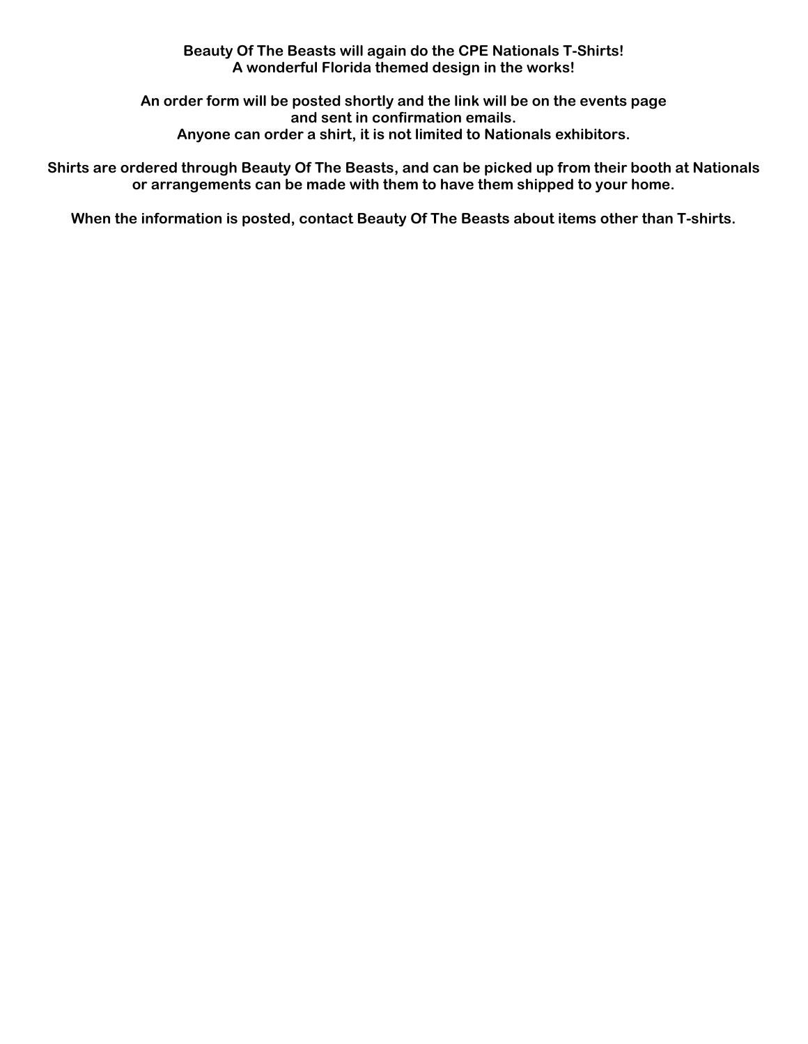**Beauty Of The Beasts will again do the CPE Nationals T-Shirts!**
**A wonderful Florida themed design in the works!**

**An order form will be posted shortly and the link will be on the events page and sent in confirmation emails.**
**Anyone can order a shirt, it is not limited to Nationals exhibitors.**

**Shirts are ordered through Beauty Of The Beasts, and can be picked up from their booth at Nationals or arrangements can be made with them to have them shipped to your home.**

**When the information is posted, contact Beauty Of The Beasts about items other than T-shirts.**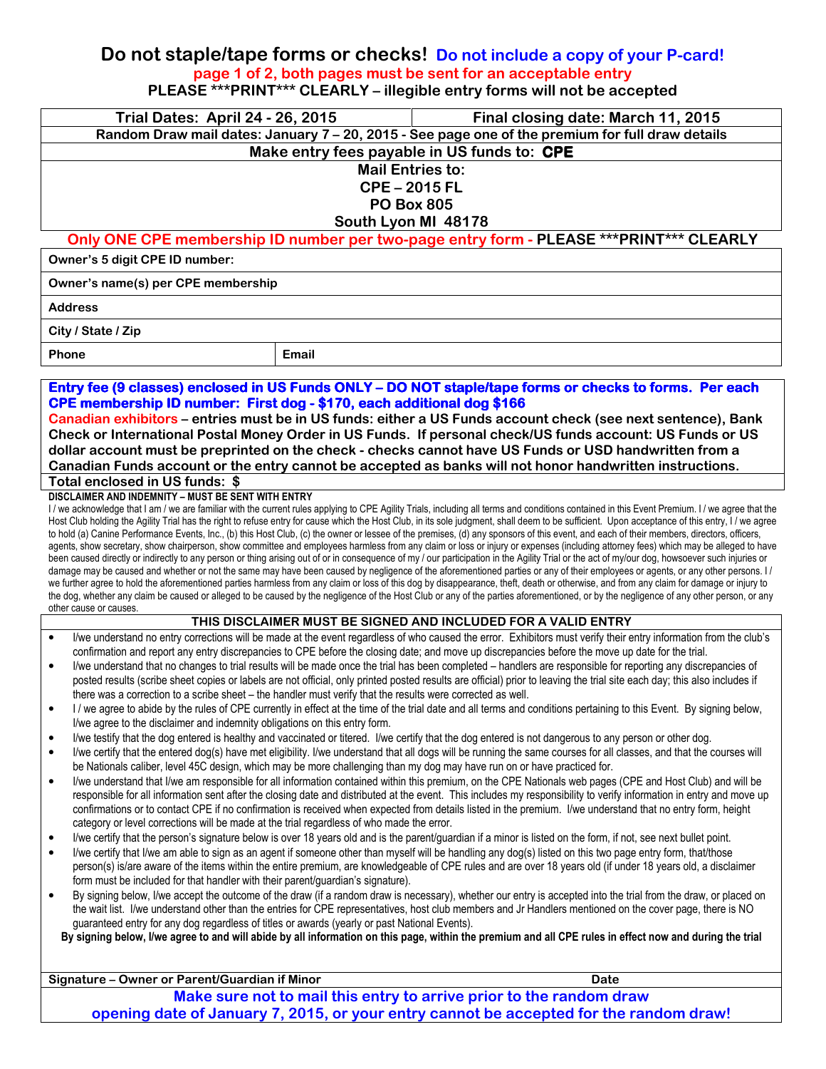# Do not staple/tape forms or checks! Do not include a copy of your P-card!

**page 1 of 2, both pages must be sent for an acceptable entry**

**PLEASE ***PRINT*** CLEARLY – illegible entry forms will not be accepted**

| Trial Dates: April 24 - 26, 2015 | Final closing date: March 11, 2015 |
|---|---|
| Random Draw mail dates: January 7 – 20, 2015 - See page one of the premium for full draw details | |
| Make entry fees payable in US funds to: **CPE** | |
| Mail Entries to: CPE – 2015 FL PO Box 805 South Lyon MI 48178 | |

**Only ONE CPE membership ID number per two-page entry form - PLEASE ***PRINT*** CLEARLY**

| Owner's 5 digit CPE ID number: | |
|---|---|
| Owner's name(s) per CPE membership | |
| Address | |
| City / State / Zip | |
| Phone | Email |

**Entry fee (9 classes) enclosed in US Funds ONLY – DO NOT staple/tape forms or checks to forms. Per each CPE membership ID number: First dog - $170, each additional dog $166**

**Canadian exhibitors – entries must be in US funds: either a US Funds account check (see next sentence), Bank Check or International Postal Money Order in US Funds. If personal check/US funds account: US Funds or US dollar account must be preprinted on the check - checks cannot have US Funds or USD handwritten from a Canadian Funds account or the entry cannot be accepted as banks will not honor handwritten instructions.**

**Total enclosed in US funds: $**

**DISCLAIMER AND INDEMNITY – MUST BE SENT WITH ENTRY**

I / we acknowledge that I am / we are familiar with the current rules applying to CPE Agility Trials, including all terms and conditions contained in this Event Premium. I / we agree that the Host Club holding the Agility Trial has the right to refuse entry for cause which the Host Club, in its sole judgment, shall deem to be sufficient. Upon acceptance of this entry, I / we agree to hold (a) Canine Performance Events, Inc., (b) this Host Club, (c) the owner or lessee of the premises, (d) any sponsors of this event, and each of their members, directors, officers, agents, show secretary, show chairperson, show committee and employees harmless from any claim or loss or injury or expenses (including attorney fees) which may be alleged to have been caused directly or indirectly to any person or thing arising out of or in consequence of my / our participation in the Agility Trial or the act of my/our dog, howsoever such injuries or damage may be caused and whether or not the same may have been caused by negligence of the aforementioned parties or any of their employees or agents, or any other persons. I / we further agree to hold the aforementioned parties harmless from any claim or loss of this dog by disappearance, theft, death or otherwise, and from any claim for damage or injury to the dog, whether any claim be caused or alleged to be caused by the negligence of the Host Club or any of the parties aforementioned, or by the negligence of any other person, or any other cause or causes.

**THIS DISCLAIMER MUST BE SIGNED AND INCLUDED FOR A VALID ENTRY**

- I/we understand no entry corrections will be made at the event regardless of who caused the error. Exhibitors must verify their entry information from the club's confirmation and report any entry discrepancies to CPE before the closing date; and move up discrepancies before the move up date for the trial.
- I/we understand that no changes to trial results will be made once the trial has been completed – handlers are responsible for reporting any discrepancies of posted results (scribe sheet copies or labels are not official, only printed posted results are official) prior to leaving the trial site each day; this also includes if there was a correction to a scribe sheet – the handler must verify that the results were corrected as well.
- I / we agree to abide by the rules of CPE currently in effect at the time of the trial date and all terms and conditions pertaining to this Event. By signing below, I/we agree to the disclaimer and indemnity obligations on this entry form.
- I/we testify that the dog entered is healthy and vaccinated or titered. I/we certify that the dog entered is not dangerous to any person or other dog.
- I/we certify that the entered dog(s) have met eligibility. I/we understand that all dogs will be running the same courses for all classes, and that the courses will be Nationals caliber, level 45C design, which may be more challenging than my dog may have run on or have practiced for.
- I/we understand that I/we am responsible for all information contained within this premium, on the CPE Nationals web pages (CPE and Host Club) and will be responsible for all information sent after the closing date and distributed at the event. This includes my responsibility to verify information in entry and move up confirmations or to contact CPE if no confirmation is received when expected from details listed in the premium. I/we understand that no entry form, height category or level corrections will be made at the trial regardless of who made the error.
- I/we certify that the person's signature below is over 18 years old and is the parent/guardian if a minor is listed on the form, if not, see next bullet point.
- I/we certify that I/we am able to sign as an agent if someone other than myself will be handling any dog(s) listed on this two page entry form, that/those person(s) is/are aware of the items within the entire premium, are knowledgeable of CPE rules and are over 18 years old (if under 18 years old, a disclaimer form must be included for that handler with their parent/guardian's signature).
- By signing below, I/we accept the outcome of the draw (if a random draw is necessary), whether our entry is accepted into the trial from the draw, or placed on the wait list. I/we understand other than the entries for CPE representatives, host club members and Jr Handlers mentioned on the cover page, there is NO guaranteed entry for any dog regardless of titles or awards (yearly or past National Events).

**By signing below, I/we agree to and will abide by all information on this page, within the premium and all CPE rules in effect now and during the trial**

| Signature – Owner or Parent/Guardian if Minor | Date |
|---|---|

**Make sure not to mail this entry to arrive prior to the random draw opening date of January 7, 2015, or your entry cannot be accepted for the random draw!**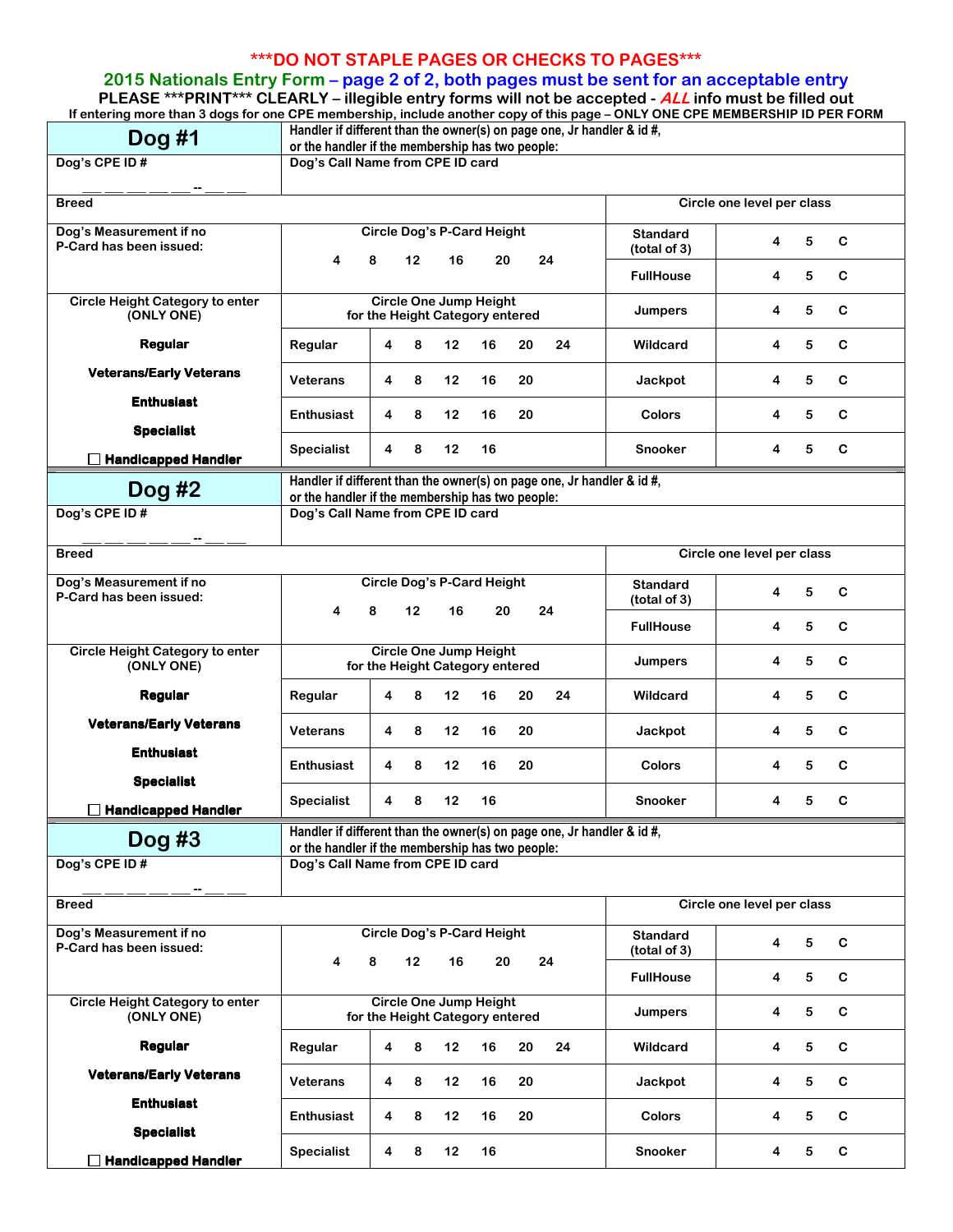***DO NOT STAPLE PAGES OR CHECKS TO PAGES***

**2015 Nationals Entry Form – page 2 of 2, both pages must be sent for an acceptable entry**

**PLEASE ***PRINT*** CLEARLY – illegible entry forms will not be accepted - *ALL* info must be filled out**

If entering more than 3 dogs for one CPE membership, include another copy of this page – ONLY ONE CPE MEMBERSHIP ID PER FORM

## Dog #1

| | | | | |
|---|---|---|---|---|
| **Dog #1** | Handler if different than the owner(s) on page one, Jr handler & id #, or the handler if the membership has two people: | | | |
| Dog's CPE ID # ___ ___ ___ ___ ___ -- ___ ___ | Dog's Call Name from CPE ID card | | | |
| Breed | | | Circle one level per class | |
| Dog's Measurement if no P-Card has been issued: | Circle Dog's P-Card Height: 4 8 12 16 20 24 | | Standard (total of 3) | 4 5 C |
| | | | FullHouse | 4 5 C |
| Circle Height Category to enter (ONLY ONE) | Circle One Jump Height for the Height Category entered | | Jumpers | 4 5 C |
| Regular | Regular | 4 8 12 16 20 24 | Wildcard | 4 5 C |
| Veterans/Early Veterans | Veterans | 4 8 12 16 20 | Jackpot | 4 5 C |
| Enthusiast | Enthusiast | 4 8 12 16 20 | Colors | 4 5 C |
| Specialist<br>☐ Handicapped Handler | Specialist | 4 8 12 16 | Snooker | 4 5 C |

## Dog #2

| | | | | |
|---|---|---|---|---|
| **Dog #2** | Handler if different than the owner(s) on page one, Jr handler & id #, or the handler if the membership has two people: | | | |
| Dog's CPE ID # ___ ___ ___ ___ ___ -- ___ ___ | Dog's Call Name from CPE ID card | | | |
| Breed | | | Circle one level per class | |
| Dog's Measurement if no P-Card has been issued: | Circle Dog's P-Card Height: 4 8 12 16 20 24 | | Standard (total of 3) | 4 5 C |
| | | | FullHouse | 4 5 C |
| Circle Height Category to enter (ONLY ONE) | Circle One Jump Height for the Height Category entered | | Jumpers | 4 5 C |
| Regular | Regular | 4 8 12 16 20 24 | Wildcard | 4 5 C |
| Veterans/Early Veterans | Veterans | 4 8 12 16 20 | Jackpot | 4 5 C |
| Enthusiast | Enthusiast | 4 8 12 16 20 | Colors | 4 5 C |
| Specialist<br>☐ Handicapped Handler | Specialist | 4 8 12 16 | Snooker | 4 5 C |

## Dog #3

| | | | | |
|---|---|---|---|---|
| **Dog #3** | Handler if different than the owner(s) on page one, Jr handler & id #, or the handler if the membership has two people: | | | |
| Dog's CPE ID # ___ ___ ___ ___ ___ -- ___ ___ | Dog's Call Name from CPE ID card | | | |
| Breed | | | Circle one level per class | |
| Dog's Measurement if no P-Card has been issued: | Circle Dog's P-Card Height: 4 8 12 16 20 24 | | Standard (total of 3) | 4 5 C |
| | | | FullHouse | 4 5 C |
| Circle Height Category to enter (ONLY ONE) | Circle One Jump Height for the Height Category entered | | Jumpers | 4 5 C |
| Regular | Regular | 4 8 12 16 20 24 | Wildcard | 4 5 C |
| Veterans/Early Veterans | Veterans | 4 8 12 16 20 | Jackpot | 4 5 C |
| Enthusiast | Enthusiast | 4 8 12 16 20 | Colors | 4 5 C |
| Specialist<br>☐ Handicapped Handler | Specialist | 4 8 12 16 | Snooker | 4 5 C |